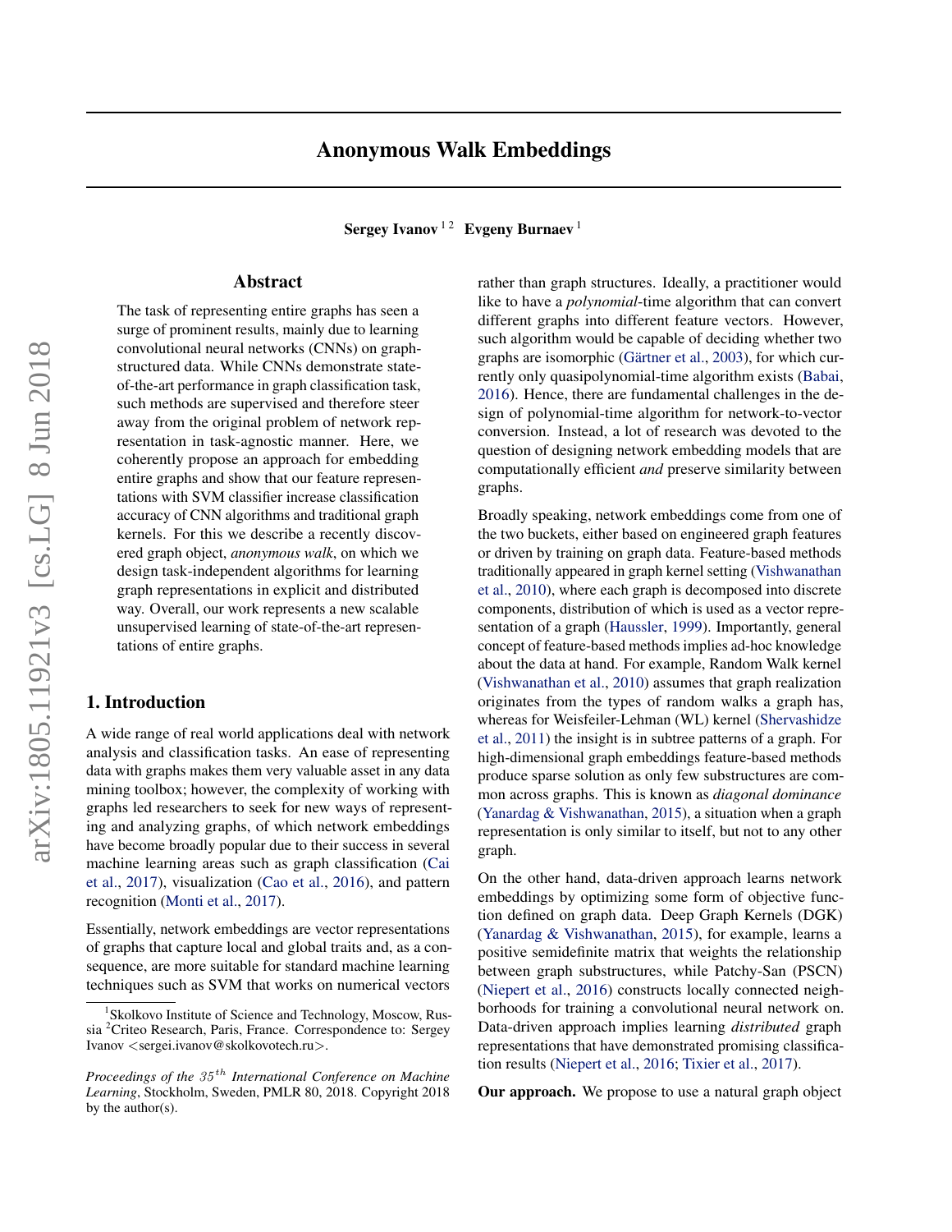# Anonymous Walk Embeddings

**Sergey Ivanov** [1 2] **Evgeny Burnaev** [1]

## Abstract

The task of representing entire graphs has seen a surge of prominent results, mainly due to learning convolutional neural networks (CNNs) on graph-structured data. While CNNs demonstrate state-of-the-art performance in graph classification task, such methods are supervised and therefore steer away from the original problem of network representation in task-agnostic manner. Here, we coherently propose an approach for embedding entire graphs and show that our feature representations with SVM classifier increase classification accuracy of CNN algorithms and traditional graph kernels. For this we describe a recently discovered graph object, *anonymous walk*, on which we design task-independent algorithms for learning graph representations in explicit and distributed way. Overall, our work represents a new scalable unsupervised learning of state-of-the-art representations of entire graphs.

## 1. Introduction

A wide range of real world applications deal with network analysis and classification tasks. An ease of representing data with graphs makes them very valuable asset in any data mining toolbox; however, the complexity of working with graphs led researchers to seek for new ways of representing and analyzing graphs, of which network embeddings have become broadly popular due to their success in several machine learning areas such as graph classification (Cai et al., 2017), visualization (Cao et al., 2016), and pattern recognition (Monti et al., 2017).

Essentially, network embeddings are vector representations of graphs that capture local and global traits and, as a consequence, are more suitable for standard machine learning techniques such as SVM that works on numerical vectors rather than graph structures. Ideally, a practitioner would like to have a *polynomial*-time algorithm that can convert different graphs into different feature vectors. However, such algorithm would be capable of deciding whether two graphs are isomorphic (Gärtner et al., 2003), for which currently only quasipolynomial-time algorithm exists (Babai, 2016). Hence, there are fundamental challenges in the design of polynomial-time algorithm for network-to-vector conversion. Instead, a lot of research was devoted to the question of designing network embedding models that are computationally efficient *and* preserve similarity between graphs.

Broadly speaking, network embeddings come from one of the two buckets, either based on engineered graph features or driven by training on graph data. Feature-based methods traditionally appeared in graph kernel setting (Vishwanathan et al., 2010), where each graph is decomposed into discrete components, distribution of which is used as a vector representation of a graph (Haussler, 1999). Importantly, general concept of feature-based methods implies ad-hoc knowledge about the data at hand. For example, Random Walk kernel (Vishwanathan et al., 2010) assumes that graph realization originates from the types of random walks a graph has, whereas for Weisfeiler-Lehman (WL) kernel (Shervashidze et al., 2011) the insight is in subtree patterns of a graph. For high-dimensional graph embeddings feature-based methods produce sparse solution as only few substructures are common across graphs. This is known as *diagonal dominance* (Yanardag & Vishwanathan, 2015), a situation when a graph representation is only similar to itself, but not to any other graph.

On the other hand, data-driven approach learns network embeddings by optimizing some form of objective function defined on graph data. Deep Graph Kernels (DGK) (Yanardag & Vishwanathan, 2015), for example, learns a positive semidefinite matrix that weights the relationship between graph substructures, while Patchy-San (PSCN) (Niepert et al., 2016) constructs locally connected neighborhoods for training a convolutional neural network on. Data-driven approach implies learning *distributed* graph representations that have demonstrated promising classification results (Niepert et al., 2016; Tixier et al., 2017).

**Our approach.** We propose to use a natural graph object

---

[1] Skolkovo Institute of Science and Technology, Moscow, Russia [2] Criteo Research, Paris, France. Correspondence to: Sergey Ivanov <sergei.ivanov@skolkovotech.ru>.

*Proceedings of the 35th International Conference on Machine Learning*, Stockholm, Sweden, PMLR 80, 2018. Copyright 2018 by the author(s).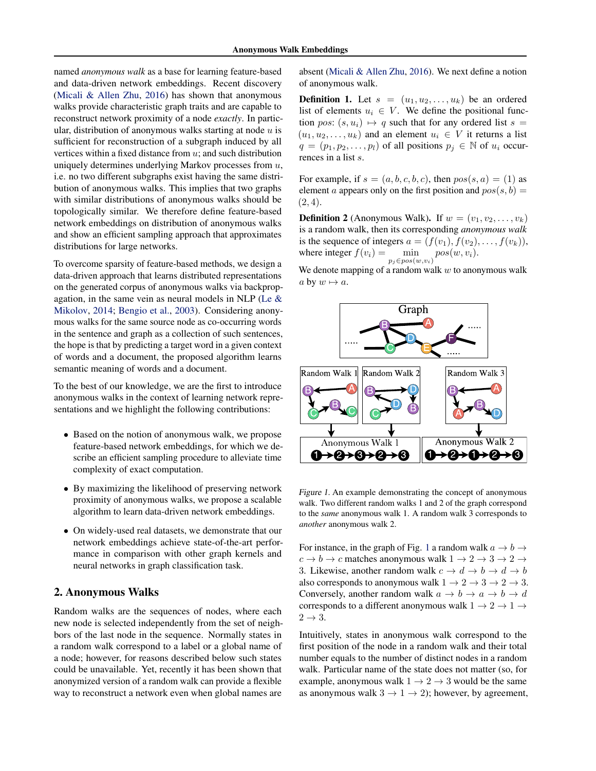named *anonymous walk* as a base for learning feature-based and data-driven network embeddings. Recent discovery (Micali & Allen Zhu, 2016) has shown that anonymous walks provide characteristic graph traits and are capable to reconstruct network proximity of a node *exactly*. In particular, distribution of anonymous walks starting at node $u$ is sufficient for reconstruction of a subgraph induced by all vertices within a fixed distance from $u$; and such distribution uniquely determines underlying Markov processes from $u$, i.e. no two different subgraphs exist having the same distribution of anonymous walks. This implies that two graphs with similar distributions of anonymous walks should be topologically similar. We therefore define feature-based network embeddings on distribution of anonymous walks and show an efficient sampling approach that approximates distributions for large networks.

To overcome sparsity of feature-based methods, we design a data-driven approach that learns distributed representations on the generated corpus of anonymous walks via backpropagation, in the same vein as neural models in NLP (Le & Mikolov, 2014; Bengio et al., 2003). Considering anonymous walks for the same source node as co-occurring words in the sentence and graph as a collection of such sentences, the hope is that by predicting a target word in a given context of words and a document, the proposed algorithm learns semantic meaning of words and a document.

To the best of our knowledge, we are the first to introduce anonymous walks in the context of learning network representations and we highlight the following contributions:

- Based on the notion of anonymous walk, we propose feature-based network embeddings, for which we describe an efficient sampling procedure to alleviate time complexity of exact computation.
- By maximizing the likelihood of preserving network proximity of anonymous walks, we propose a scalable algorithm to learn data-driven network embeddings.
- On widely-used real datasets, we demonstrate that our network embeddings achieve state-of-the-art performance in comparison with other graph kernels and neural networks in graph classification task.

## 2. Anonymous Walks

Random walks are the sequences of nodes, where each new node is selected independently from the set of neighbors of the last node in the sequence. Normally states in a random walk correspond to a label or a global name of a node; however, for reasons described below such states could be unavailable. Yet, recently it has been shown that anonymized version of a random walk can provide a flexible way to reconstruct a network even when global names are absent (Micali & Allen Zhu, 2016). We next define a notion of anonymous walk.

**Definition 1.** Let $s = (u_1, u_2, \ldots, u_k)$ be an ordered list of elements $u_i \in V$. We define the positional function $pos$: $(s, u_i) \mapsto q$ such that for any ordered list $s = (u_1, u_2, \ldots, u_k)$ and an element $u_i \in V$ it returns a list $q = (p_1, p_2, \ldots, p_l)$ of all positions $p_j \in \mathbb{N}$ of $u_i$ occurrences in a list $s$.

For example, if $s = (a, b, c, b, c)$, then $pos(s, a) = (1)$ as element $a$ appears only on the first position and $pos(s, b) = (2, 4)$.

**Definition 2** (Anonymous Walk). If $w = (v_1, v_2, \ldots, v_k)$ is a random walk, then its corresponding *anonymous walk* is the sequence of integers $a = (f(v_1), f(v_2), \ldots, f(v_k))$, where integer $f(v_i) = \min_{p_j \in pos(w, v_i)} pos(w, v_i)$.

We denote mapping of a random walk $w$ to anonymous walk $a$ by $w \mapsto a$.

*Figure 1.* An example demonstrating the concept of anonymous walk. Two different random walks 1 and 2 of the graph correspond to the *same* anonymous walk 1. A random walk 3 corresponds to *another* anonymous walk 2.

For instance, in the graph of Fig. 1 a random walk $a \to b \to c \to b \to c$ matches anonymous walk $1 \to 2 \to 3 \to 2 \to 3$. Likewise, another random walk $c \to d \to b \to d \to b$ also corresponds to anonymous walk $1 \to 2 \to 3 \to 2 \to 3$. Conversely, another random walk $a \to b \to a \to b \to d$ corresponds to a different anonymous walk $1 \to 2 \to 1 \to 2 \to 3$.

Intuitively, states in anonymous walk correspond to the first position of the node in a random walk and their total number equals to the number of distinct nodes in a random walk. Particular name of the state does not matter (so, for example, anonymous walk $1 \to 2 \to 3$ would be the same as anonymous walk $3 \to 1 \to 2$); however, by agreement,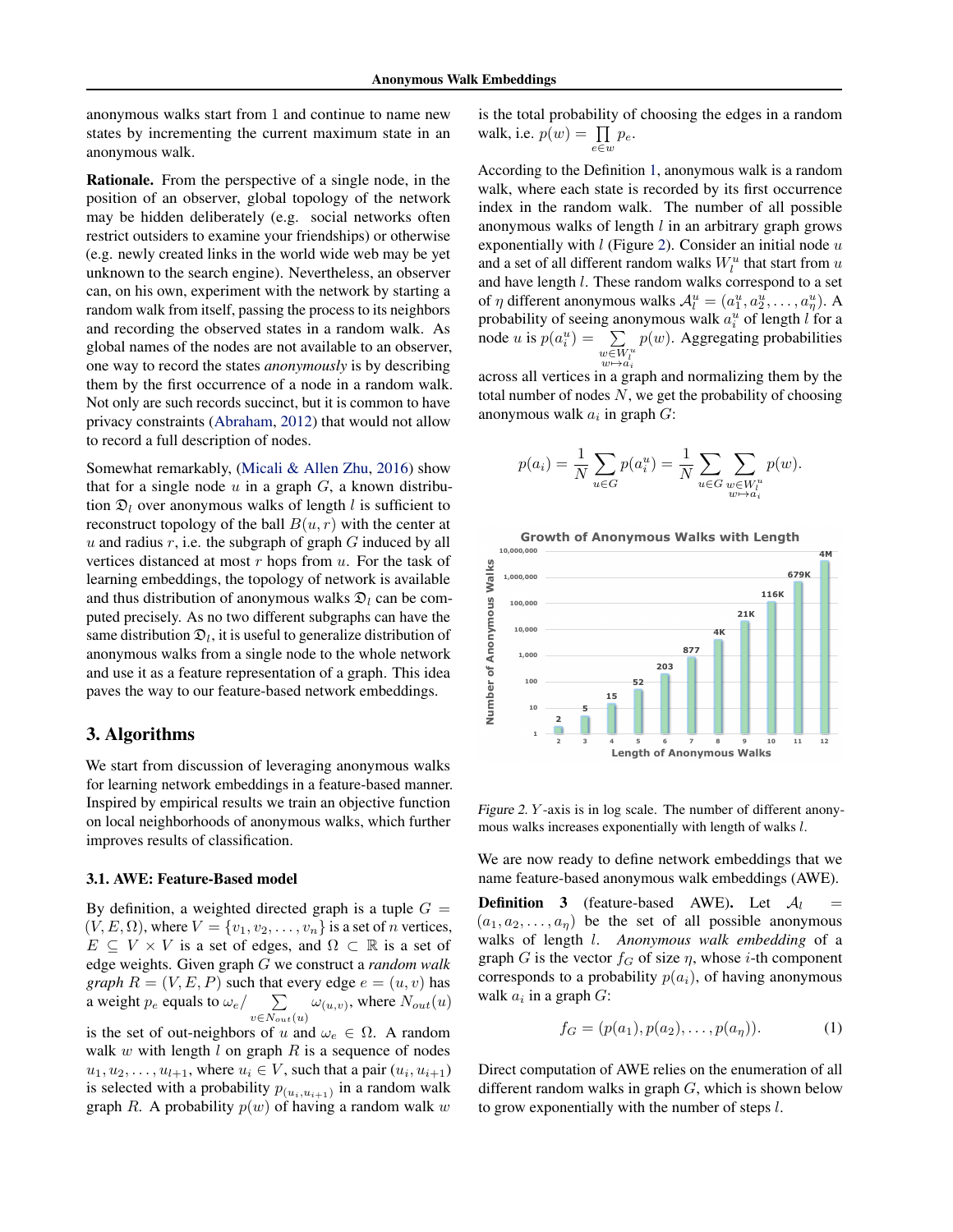anonymous walks start from 1 and continue to name new states by incrementing the current maximum state in an anonymous walk.

**Rationale.** From the perspective of a single node, in the position of an observer, global topology of the network may be hidden deliberately (e.g. social networks often restrict outsiders to examine your friendships) or otherwise (e.g. newly created links in the world wide web may be yet unknown to the search engine). Nevertheless, an observer can, on his own, experiment with the network by starting a random walk from itself, passing the process to its neighbors and recording the observed states in a random walk. As global names of the nodes are not available to an observer, one way to record the states *anonymously* is by describing them by the first occurrence of a node in a random walk. Not only are such records succinct, but it is common to have privacy constraints (Abraham, 2012) that would not allow to record a full description of nodes.

Somewhat remarkably, (Micali & Allen Zhu, 2016) show that for a single node $u$ in a graph $G$, a known distribution $\mathfrak{D}_l$ over anonymous walks of length $l$ is sufficient to reconstruct topology of the ball $B(u, r)$ with the center at $u$ and radius $r$, i.e. the subgraph of graph $G$ induced by all vertices distanced at most $r$ hops from $u$. For the task of learning embeddings, the topology of network is available and thus distribution of anonymous walks $\mathfrak{D}_l$ can be computed precisely. As no two different subgraphs can have the same distribution $\mathfrak{D}_l$, it is useful to generalize distribution of anonymous walks from a single node to the whole network and use it as a feature representation of a graph. This idea paves the way to our feature-based network embeddings.

## 3. Algorithms

We start from discussion of leveraging anonymous walks for learning network embeddings in a feature-based manner. Inspired by empirical results we train an objective function on local neighborhoods of anonymous walks, which further improves results of classification.

### 3.1. AWE: Feature-Based model

By definition, a weighted directed graph is a tuple $G = (V, E, \Omega)$, where $V = \{v_1, v_2, \dots, v_n\}$ is a set of $n$ vertices, $E \subseteq V \times V$ is a set of edges, and $\Omega \subset \mathbb{R}$ is a set of edge weights. Given graph $G$ we construct a *random walk graph* $R = (V, E, P)$ such that every edge $e = (u, v)$ has a weight $p_e$ equals to $\omega_e / \sum_{v \in N_{out}(u)} \omega_{(u,v)}$, where $N_{out}(u)$ is the set of out-neighbors of $u$ and $\omega_e \in \Omega$. A random walk $w$ with length $l$ on graph $R$ is a sequence of nodes $u_1, u_2, \dots, u_{l+1}$, where $u_i \in V$, such that a pair $(u_i, u_{i+1})$ is selected with a probability $p_{(u_i, u_{i+1})}$ in a random walk graph $R$. A probability $p(w)$ of having a random walk $w$ is the total probability of choosing the edges in a random walk, i.e. $p(w) = \prod_{e \in w} p_e$.

According to the Definition 1, anonymous walk is a random walk, where each state is recorded by its first occurrence index in the random walk. The number of all possible anonymous walks of length $l$ in an arbitrary graph grows exponentially with $l$ (Figure 2). Consider an initial node $u$ and a set of all different random walks $W_l^u$ that start from $u$ and have length $l$. These random walks correspond to a set of $\eta$ different anonymous walks $\mathcal{A}_l^u = (a_1^u, a_2^u, \dots, a_\eta^u)$. A probability of seeing anonymous walk $a_i^u$ of length $l$ for a node $u$ is $p(a_i^u) = \sum_{\substack{w \in W_l^u \\ w \mapsto a_i}} p(w)$. Aggregating probabilities across all vertices in a graph and normalizing them by the total number of nodes $N$, we get the probability of choosing anonymous walk $a_i$ in graph $G$:

$$p(a_i) = \frac{1}{N} \sum_{u \in G} p(a_i^u) = \frac{1}{N} \sum_{u \in G} \sum_{\substack{w \in W_l^u \\ w \mapsto a_i}} p(w).$$

Figure 2. $Y$-axis is in log scale. The number of different anonymous walks increases exponentially with length of walks $l$.

We are now ready to define network embeddings that we name feature-based anonymous walk embeddings (AWE).

**Definition 3** (feature-based AWE). Let $\mathcal{A}_l = (a_1, a_2, \dots, a_\eta)$ be the set of all possible anonymous walks of length $l$. *Anonymous walk embedding* of a graph $G$ is the vector $f_G$ of size $\eta$, whose $i$-th component corresponds to a probability $p(a_i)$, of having anonymous walk $a_i$ in a graph $G$:

$$f_G = (p(a_1), p(a_2), \dots, p(a_\eta)). \tag{1}$$

Direct computation of AWE relies on the enumeration of all different random walks in graph $G$, which is shown below to grow exponentially with the number of steps $l$.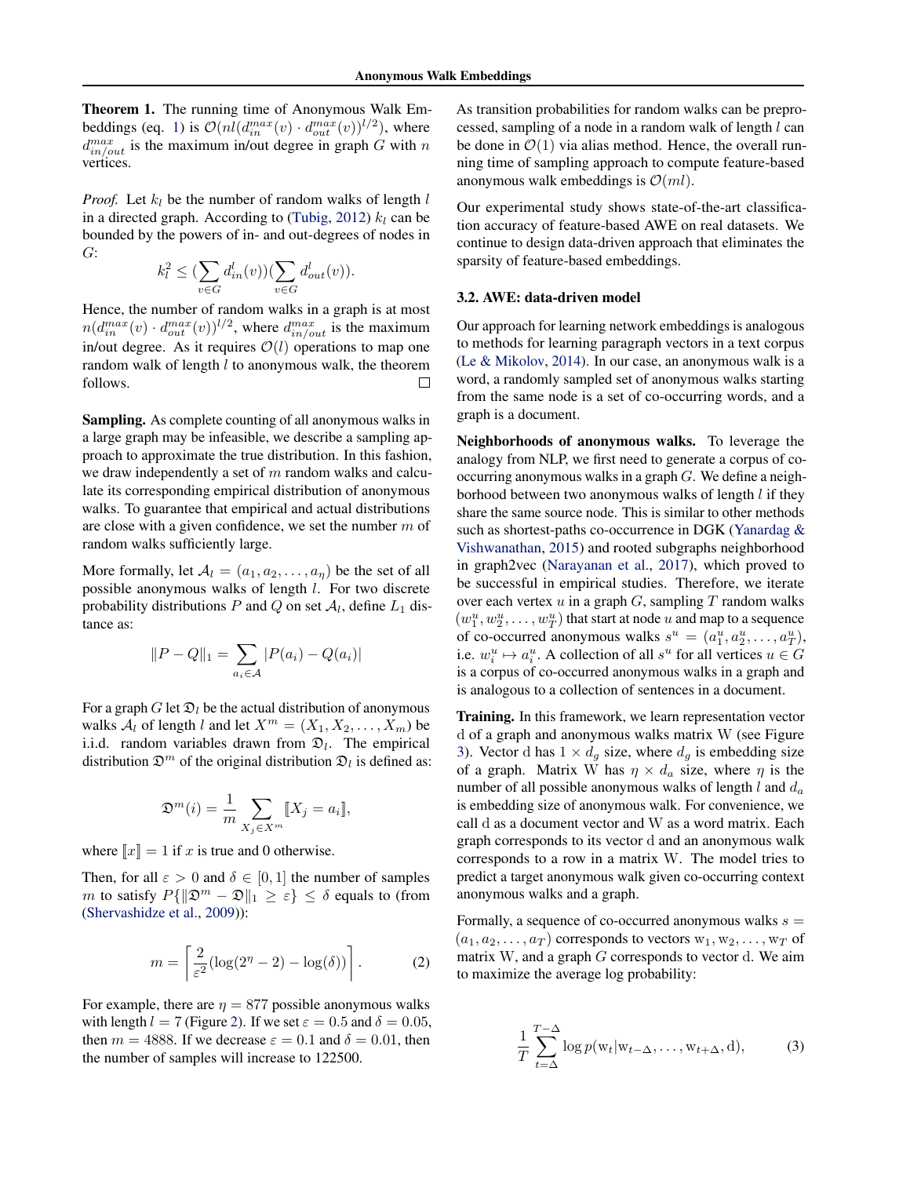**Theorem 1.** The running time of Anonymous Walk Embeddings (eq. 1) is $\mathcal{O}(nl(d_{in}^{max}(v) \cdot d_{out}^{max}(v))^{l/2})$, where $d_{in/out}^{max}$ is the maximum in/out degree in graph $G$ with $n$ vertices.

*Proof.* Let $k_l$ be the number of random walks of length $l$ in a directed graph. According to (Tubig, 2012) $k_l$ can be bounded by the powers of in- and out-degrees of nodes in $G$:

$$k_l^2 \leq (\sum_{v \in G} d_{in}^l(v))(\sum_{v \in G} d_{out}^l(v)).$$

Hence, the number of random walks in a graph is at most $n(d_{in}^{max}(v) \cdot d_{out}^{max}(v))^{l/2}$, where $d_{in/out}^{max}$ is the maximum in/out degree. As it requires $\mathcal{O}(l)$ operations to map one random walk of length $l$ to anonymous walk, the theorem follows. □

**Sampling.** As complete counting of all anonymous walks in a large graph may be infeasible, we describe a sampling approach to approximate the true distribution. In this fashion, we draw independently a set of $m$ random walks and calculate its corresponding empirical distribution of anonymous walks. To guarantee that empirical and actual distributions are close with a given confidence, we set the number $m$ of random walks sufficiently large.

More formally, let $\mathcal{A}_l = (a_1, a_2, \ldots, a_\eta)$ be the set of all possible anonymous walks of length $l$. For two discrete probability distributions $P$ and $Q$ on set $\mathcal{A}_l$, define $L_1$ distance as:

$$\|P - Q\|_1 = \sum_{a_i \in \mathcal{A}} |P(a_i) - Q(a_i)|$$

For a graph $G$ let $\mathfrak{D}_l$ be the actual distribution of anonymous walks $\mathcal{A}_l$ of length $l$ and let $X^m = (X_1, X_2, \ldots, X_m)$ be i.i.d. random variables drawn from $\mathfrak{D}_l$. The empirical distribution $\mathfrak{D}^m$ of the original distribution $\mathfrak{D}_l$ is defined as:

$$\mathfrak{D}^m(i) = \frac{1}{m} \sum_{X_j \in X^m} [\![X_j = a_i]\!],$$

where $[\![x]\!] = 1$ if $x$ is true and 0 otherwise.

Then, for all $\varepsilon > 0$ and $\delta \in [0, 1]$ the number of samples $m$ to satisfy $P\{\|\mathfrak{D}^m - \mathfrak{D}\|_1 \geq \varepsilon\} \leq \delta$ equals to (from (Shervashidze et al., 2009)):

$$m = \left\lceil \frac{2}{\varepsilon^2}(\log(2^\eta - 2) - \log(\delta)) \right\rceil. \tag{2}$$

For example, there are $\eta = 877$ possible anonymous walks with length $l = 7$ (Figure 2). If we set $\varepsilon = 0.5$ and $\delta = 0.05$, then $m = 4888$. If we decrease $\varepsilon = 0.1$ and $\delta = 0.01$, then the number of samples will increase to 122500.

As transition probabilities for random walks can be preprocessed, sampling of a node in a random walk of length $l$ can be done in $\mathcal{O}(1)$ via alias method. Hence, the overall running time of sampling approach to compute feature-based anonymous walk embeddings is $\mathcal{O}(ml)$.

Our experimental study shows state-of-the-art classification accuracy of feature-based AWE on real datasets. We continue to design data-driven approach that eliminates the sparsity of feature-based embeddings.

### 3.2. AWE: data-driven model

Our approach for learning network embeddings is analogous to methods for learning paragraph vectors in a text corpus (Le & Mikolov, 2014). In our case, an anonymous walk is a word, a randomly sampled set of anonymous walks starting from the same node is a set of co-occurring words, and a graph is a document.

**Neighborhoods of anonymous walks.** To leverage the analogy from NLP, we first need to generate a corpus of co-occurring anonymous walks in a graph $G$. We define a neighborhood between two anonymous walks of length $l$ if they share the same source node. This is similar to other methods such as shortest-paths co-occurrence in DGK (Yanardag & Vishwanathan, 2015) and rooted subgraphs neighborhood in graph2vec (Narayanan et al., 2017), which proved to be successful in empirical studies. Therefore, we iterate over each vertex $u$ in a graph $G$, sampling $T$ random walks $(w_1^u, w_2^u, \ldots, w_T^u)$ that start at node $u$ and map to a sequence of co-occurred anonymous walks $s^u = (a_1^u, a_2^u, \ldots, a_T^u)$, i.e. $w_i^u \mapsto a_i^u$. A collection of all $s^u$ for all vertices $u \in G$ is a corpus of co-occurred anonymous walks in a graph and is analogous to a collection of sentences in a document.

**Training.** In this framework, we learn representation vector $\mathrm{d}$ of a graph and anonymous walks matrix $\mathrm{W}$ (see Figure 3). Vector $\mathrm{d}$ has $1 \times d_g$ size, where $d_g$ is embedding size of a graph. Matrix $\mathrm{W}$ has $\eta \times d_a$ size, where $\eta$ is the number of all possible anonymous walks of length $l$ and $d_a$ is embedding size of anonymous walk. For convenience, we call $\mathrm{d}$ as a document vector and $\mathrm{W}$ as a word matrix. Each graph corresponds to its vector $\mathrm{d}$ and an anonymous walk corresponds to a row in a matrix $\mathrm{W}$. The model tries to predict a target anonymous walk given co-occurring context anonymous walks and a graph.

Formally, a sequence of co-occurred anonymous walks $s = (a_1, a_2, \ldots, a_T)$ corresponds to vectors $\mathrm{w}_1, \mathrm{w}_2, \ldots, \mathrm{w}_T$ of matrix $\mathrm{W}$, and a graph $G$ corresponds to vector $\mathrm{d}$. We aim to maximize the average log probability:

$$\frac{1}{T} \sum_{t=\Delta}^{T-\Delta} \log p(\mathrm{w}_t | \mathrm{w}_{t-\Delta}, \ldots, \mathrm{w}_{t+\Delta}, \mathrm{d}), \tag{3}$$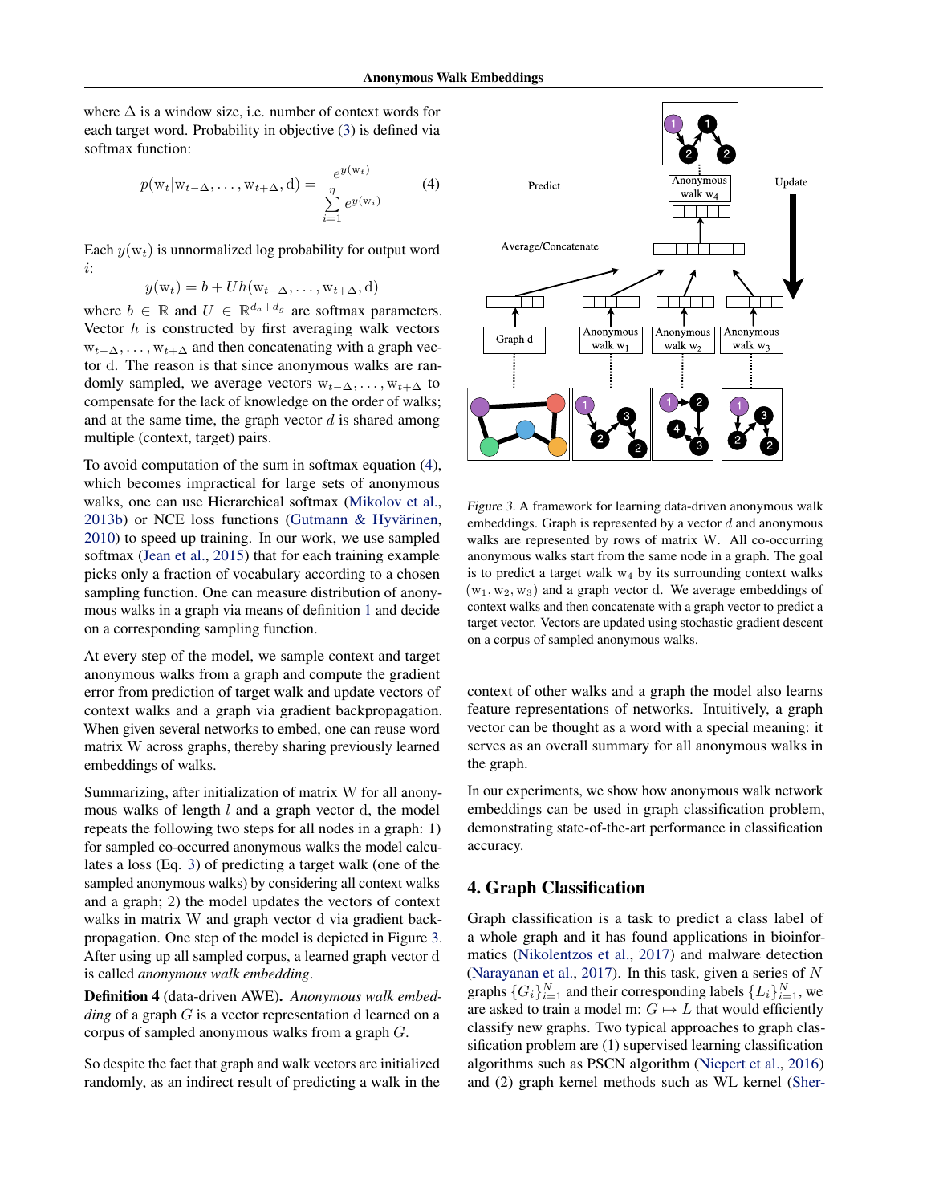where $\Delta$ is a window size, i.e. number of context words for each target word. Probability in objective (3) is defined via softmax function:

$$p(\mathrm{w}_t|\mathrm{w}_{t-\Delta}, \dots, \mathrm{w}_{t+\Delta}, \mathrm{d}) = \frac{e^{y(\mathrm{w}_t)}}{\sum_{i=1}^{\eta} e^{y(\mathrm{w}_i)}} \qquad (4)$$

Each $y(\mathrm{w}_t)$ is unnormalized log probability for output word $i$:

$$y(\mathrm{w}_t) = b + Uh(\mathrm{w}_{t-\Delta}, \dots, \mathrm{w}_{t+\Delta}, \mathrm{d})$$

where $b \in \mathbb{R}$ and $U \in \mathbb{R}^{d_a + d_g}$ are softmax parameters. Vector $h$ is constructed by first averaging walk vectors $\mathrm{w}_{t-\Delta}, \dots, \mathrm{w}_{t+\Delta}$ and then concatenating with a graph vector $\mathrm{d}$. The reason is that since anonymous walks are randomly sampled, we average vectors $\mathrm{w}_{t-\Delta}, \dots, \mathrm{w}_{t+\Delta}$ to compensate for the lack of knowledge on the order of walks; and at the same time, the graph vector $d$ is shared among multiple (context, target) pairs.

To avoid computation of the sum in softmax equation (4), which becomes impractical for large sets of anonymous walks, one can use Hierarchical softmax (Mikolov et al., 2013b) or NCE loss functions (Gutmann & Hyvärinen, 2010) to speed up training. In our work, we use sampled softmax (Jean et al., 2015) that for each training example picks only a fraction of vocabulary according to a chosen sampling function. One can measure distribution of anonymous walks in a graph via means of definition 1 and decide on a corresponding sampling function.

At every step of the model, we sample context and target anonymous walks from a graph and compute the gradient error from prediction of target walk and update vectors of context walks and a graph via gradient backpropagation. When given several networks to embed, one can reuse word matrix W across graphs, thereby sharing previously learned embeddings of walks.

Summarizing, after initialization of matrix W for all anonymous walks of length $l$ and a graph vector $\mathrm{d}$, the model repeats the following two steps for all nodes in a graph: 1) for sampled co-occurred anonymous walks the model calculates a loss (Eq. 3) of predicting a target walk (one of the sampled anonymous walks) by considering all context walks and a graph; 2) the model updates the vectors of context walks in matrix W and graph vector $\mathrm{d}$ via gradient backpropagation. One step of the model is depicted in Figure 3. After using up all sampled corpus, a learned graph vector $\mathrm{d}$ is called *anonymous walk embedding*.

**Definition 4** (data-driven AWE). *Anonymous walk embedding* of a graph $G$ is a vector representation $\mathrm{d}$ learned on a corpus of sampled anonymous walks from a graph $G$.

So despite the fact that graph and walk vectors are initialized randomly, as an indirect result of predicting a walk in the context of other walks and a graph the model also learns feature representations of networks. Intuitively, a graph vector can be thought as a word with a special meaning: it serves as an overall summary for all anonymous walks in the graph.

*Figure 3.* A framework for learning data-driven anonymous walk embeddings. Graph is represented by a vector $d$ and anonymous walks are represented by rows of matrix W. All co-occurring anonymous walks start from the same node in a graph. The goal is to predict a target walk $\mathrm{w}_4$ by its surrounding context walks $(\mathrm{w}_1, \mathrm{w}_2, \mathrm{w}_3)$ and a graph vector $\mathrm{d}$. We average embeddings of context walks and then concatenate with a graph vector to predict a target vector. Vectors are updated using stochastic gradient descent on a corpus of sampled anonymous walks.

In our experiments, we show how anonymous walk network embeddings can be used in graph classification problem, demonstrating state-of-the-art performance in classification accuracy.

## 4. Graph Classification

Graph classification is a task to predict a class label of a whole graph and it has found applications in bioinformatics (Nikolentzos et al., 2017) and malware detection (Narayanan et al., 2017). In this task, given a series of $N$ graphs $\{G_i\}_{i=1}^N$ and their corresponding labels $\{L_i\}_{i=1}^N$, we are asked to train a model m: $G \mapsto L$ that would efficiently classify new graphs. Two typical approaches to graph classification problem are (1) supervised learning classification algorithms such as PSCN algorithm (Niepert et al., 2016) and (2) graph kernel methods such as WL kernel (Sher-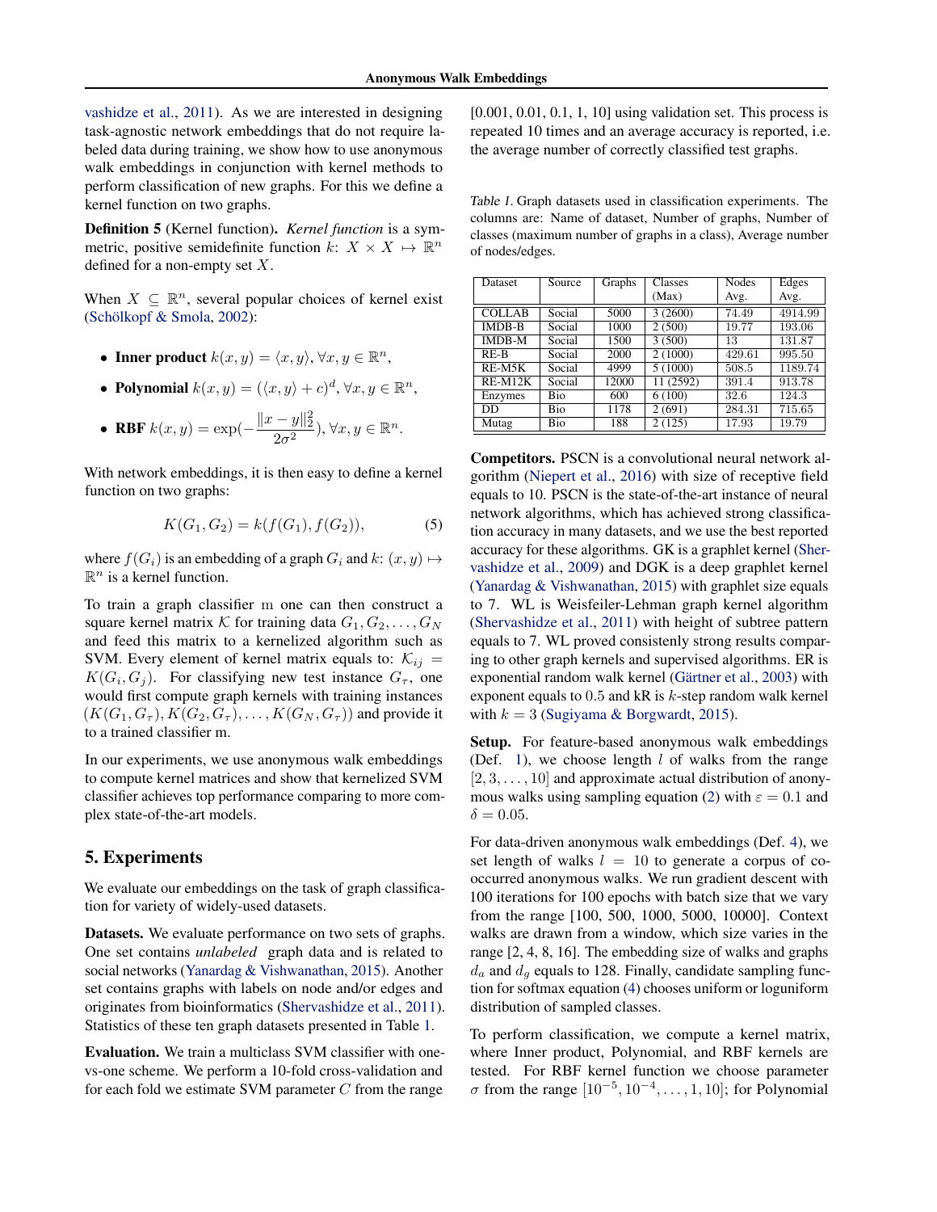vashidze et al., 2011). As we are interested in designing task-agnostic network embeddings that do not require labeled data during training, we show how to use anonymous walk embeddings in conjunction with kernel methods to perform classification of new graphs. For this we define a kernel function on two graphs.

**Definition 5** (Kernel function)**.** *Kernel function* is a symmetric, positive semidefinite function $k\colon X \times X \mapsto \mathbb{R}^n$ defined for a non-empty set $X$.

When $X \subseteq \mathbb{R}^n$, several popular choices of kernel exist (Schölkopf & Smola, 2002):

- **Inner product** $k(x, y) = \langle x, y \rangle, \forall x, y \in \mathbb{R}^n$,
- **Polynomial** $k(x, y) = (\langle x, y \rangle + c)^d, \forall x, y \in \mathbb{R}^n$,
- **RBF** $k(x, y) = \exp(-\frac{\|x - y\|_2^2}{2\sigma^2}), \forall x, y \in \mathbb{R}^n$.

With network embeddings, it is then easy to define a kernel function on two graphs:

$$K(G_1, G_2) = k(f(G_1), f(G_2)), \tag{5}$$

where $f(G_i)$ is an embedding of a graph $G_i$ and $k\colon (x, y) \mapsto \mathbb{R}^n$ is a kernel function.

To train a graph classifier m one can then construct a square kernel matrix $\mathcal{K}$ for training data $G_1, G_2, \ldots, G_N$ and feed this matrix to a kernelized algorithm such as SVM. Every element of kernel matrix equals to: $\mathcal{K}_{ij} = K(G_i, G_j)$. For classifying new test instance $G_\tau$, one would first compute graph kernels with training instances $(K(G_1, G_\tau), K(G_2, G_\tau), \ldots, K(G_N, G_\tau))$ and provide it to a trained classifier m.

In our experiments, we use anonymous walk embeddings to compute kernel matrices and show that kernelized SVM classifier achieves top performance comparing to more complex state-of-the-art models.

## 5. Experiments

We evaluate our embeddings on the task of graph classification for variety of widely-used datasets.

**Datasets.** We evaluate performance on two sets of graphs. One set contains *unlabeled* graph data and is related to social networks (Yanardag & Vishwanathan, 2015). Another set contains graphs with labels on node and/or edges and originates from bioinformatics (Shervashidze et al., 2011). Statistics of these ten graph datasets presented in Table 1.

**Evaluation.** We train a multiclass SVM classifier with one-vs-one scheme. We perform a 10-fold cross-validation and for each fold we estimate SVM parameter $C$ from the range [0.001, 0.01, 0.1, 1, 10] using validation set. This process is repeated 10 times and an average accuracy is reported, i.e. the average number of correctly classified test graphs.

Table 1. Graph datasets used in classification experiments. The columns are: Name of dataset, Number of graphs, Number of classes (maximum number of graphs in a class), Average number of nodes/edges.

| Dataset | Source | Graphs | Classes (Max) | Nodes Avg. | Edges Avg. |
|---|---|---|---|---|---|
| COLLAB | Social | 5000 | 3 (2600) | 74.49 | 4914.99 |
| IMDB-B | Social | 1000 | 2 (500) | 19.77 | 193.06 |
| IMDB-M | Social | 1500 | 3 (500) | 13 | 131.87 |
| RE-B | Social | 2000 | 2 (1000) | 429.61 | 995.50 |
| RE-M5K | Social | 4999 | 5 (1000) | 508.5 | 1189.74 |
| RE-M12K | Social | 12000 | 11 (2592) | 391.4 | 913.78 |
| Enzymes | Bio | 600 | 6 (100) | 32.6 | 124.3 |
| DD | Bio | 1178 | 2 (691) | 284.31 | 715.65 |
| Mutag | Bio | 188 | 2 (125) | 17.93 | 19.79 |

**Competitors.** PSCN is a convolutional neural network algorithm (Niepert et al., 2016) with size of receptive field equals to 10. PSCN is the state-of-the-art instance of neural network algorithms, which has achieved strong classification accuracy in many datasets, and we use the best reported accuracy for these algorithms. GK is a graphlet kernel (Shervashidze et al., 2009) and DGK is a deep graphlet kernel (Yanardag & Vishwanathan, 2015) with graphlet size equals to 7. WL is Weisfeiler-Lehman graph kernel algorithm (Shervashidze et al., 2011) with height of subtree pattern equals to 7. WL proved consistenly strong results comparing to other graph kernels and supervised algorithms. ER is exponential random walk kernel (Gärtner et al., 2003) with exponent equals to 0.5 and kR is $k$-step random walk kernel with $k = 3$ (Sugiyama & Borgwardt, 2015).

**Setup.** For feature-based anonymous walk embeddings (Def. 1), we choose length $l$ of walks from the range $[2, 3, \ldots, 10]$ and approximate actual distribution of anonymous walks using sampling equation (2) with $\varepsilon = 0.1$ and $\delta = 0.05$.

For data-driven anonymous walk embeddings (Def. 4), we set length of walks $l = 10$ to generate a corpus of co-occurred anonymous walks. We run gradient descent with 100 iterations for 100 epochs with batch size that we vary from the range [100, 500, 1000, 5000, 10000]. Context walks are drawn from a window, which size varies in the range [2, 4, 8, 16]. The embedding size of walks and graphs $d_a$ and $d_g$ equals to 128. Finally, candidate sampling function for softmax equation (4) chooses uniform or loguniform distribution of sampled classes.

To perform classification, we compute a kernel matrix, where Inner product, Polynomial, and RBF kernels are tested. For RBF kernel function we choose parameter $\sigma$ from the range $[10^{-5}, 10^{-4}, \ldots, 1, 10]$; for Polynomial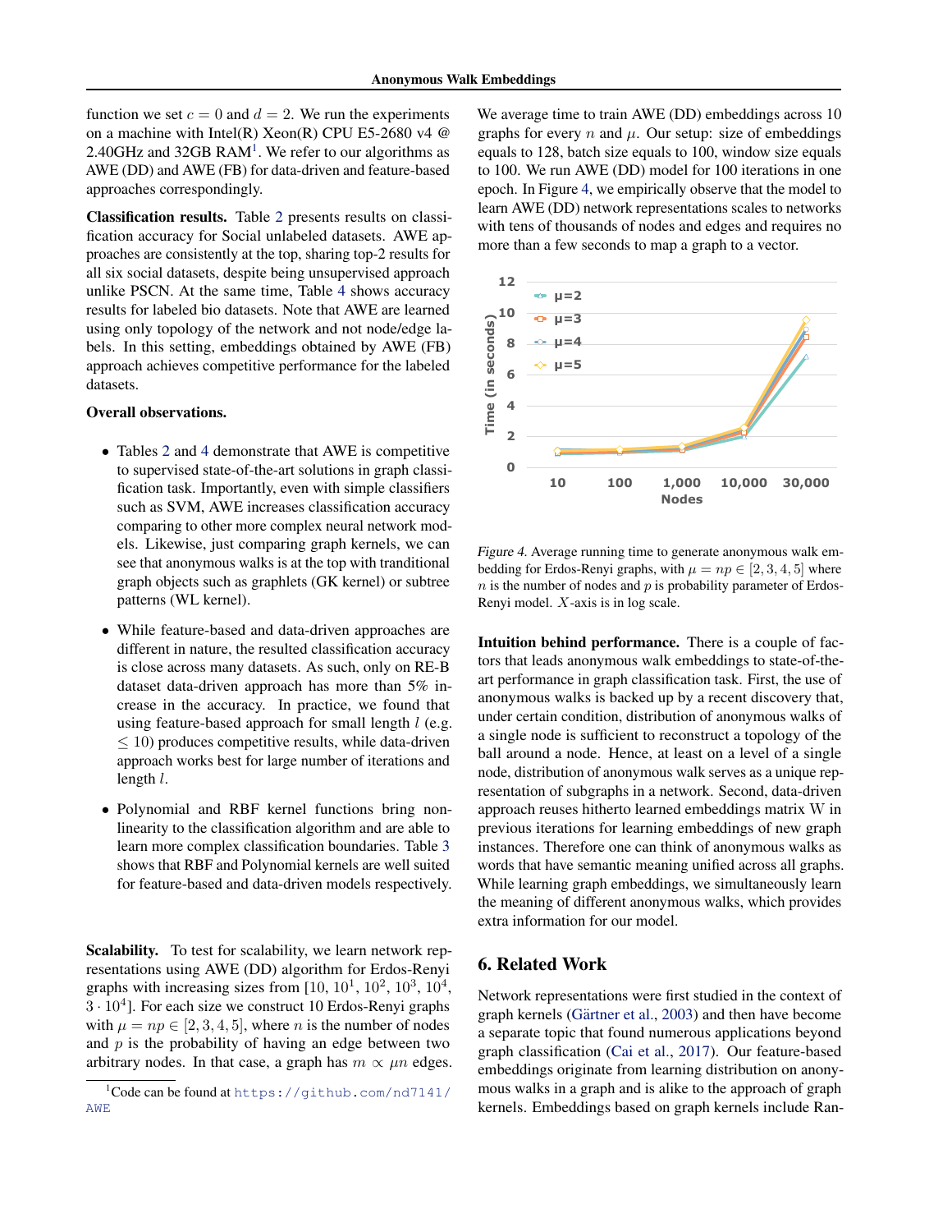function we set $c = 0$ and $d = 2$. We run the experiments on a machine with Intel(R) Xeon(R) CPU E5-2680 v4 @ 2.40GHz and 32GB RAM[1]. We refer to our algorithms as AWE (DD) and AWE (FB) for data-driven and feature-based approaches correspondingly.

**Classification results.** Table 2 presents results on classification accuracy for Social unlabeled datasets. AWE approaches are consistently at the top, sharing top-2 results for all six social datasets, despite being unsupervised approach unlike PSCN. At the same time, Table 4 shows accuracy results for labeled bio datasets. Note that AWE are learned using only topology of the network and not node/edge labels. In this setting, embeddings obtained by AWE (FB) approach achieves competitive performance for the labeled datasets.

**Overall observations.**

- Tables 2 and 4 demonstrate that AWE is competitive to supervised state-of-the-art solutions in graph classification task. Importantly, even with simple classifiers such as SVM, AWE increases classification accuracy comparing to other more complex neural network models. Likewise, just comparing graph kernels, we can see that anonymous walks is at the top with tranditional graph objects such as graphlets (GK kernel) or subtree patterns (WL kernel).
- While feature-based and data-driven approaches are different in nature, the resulted classification accuracy is close across many datasets. As such, only on RE-B dataset data-driven approach has more than 5% increase in the accuracy. In practice, we found that using feature-based approach for small length $l$ (e.g. $\leq 10$) produces competitive results, while data-driven approach works best for large number of iterations and length $l$.
- Polynomial and RBF kernel functions bring non-linearity to the classification algorithm and are able to learn more complex classification boundaries. Table 3 shows that RBF and Polynomial kernels are well suited for feature-based and data-driven models respectively.

**Scalability.** To test for scalability, we learn network representations using AWE (DD) algorithm for Erdos-Renyi graphs with increasing sizes from $[10, 10^1, 10^2, 10^3, 10^4, 3 \cdot 10^4]$. For each size we construct 10 Erdos-Renyi graphs with $\mu = np \in [2, 3, 4, 5]$, where $n$ is the number of nodes and $p$ is the probability of having an edge between two arbitrary nodes. In that case, a graph has $m \propto \mu n$ edges. We average time to train AWE (DD) embeddings across 10 graphs for every $n$ and $\mu$. Our setup: size of embeddings equals to 128, batch size equals to 100, window size equals to 100. We run AWE (DD) model for 100 iterations in one epoch. In Figure 4, we empirically observe that the model to learn AWE (DD) network representations scales to networks with tens of thousands of nodes and edges and requires no more than a few seconds to map a graph to a vector.

*Figure 4.* Average running time to generate anonymous walk embedding for Erdos-Renyi graphs, with $\mu = np \in [2, 3, 4, 5]$ where $n$ is the number of nodes and $p$ is probability parameter of Erdos-Renyi model. $X$-axis is in log scale.

**Intuition behind performance.** There is a couple of factors that leads anonymous walk embeddings to state-of-the-art performance in graph classification task. First, the use of anonymous walks is backed up by a recent discovery that, under certain condition, distribution of anonymous walks of a single node is sufficient to reconstruct a topology of the ball around a node. Hence, at least on a level of a single node, distribution of anonymous walk serves as a unique representation of subgraphs in a network. Second, data-driven approach reuses hitherto learned embeddings matrix W in previous iterations for learning embeddings of new graph instances. Therefore one can think of anonymous walks as words that have semantic meaning unified across all graphs. While learning graph embeddings, we simultaneously learn the meaning of different anonymous walks, which provides extra information for our model.

## 6. Related Work

Network representations were first studied in the context of graph kernels (Gärtner et al., 2003) and then have become a separate topic that found numerous applications beyond graph classification (Cai et al., 2017). Our feature-based embeddings originate from learning distribution on anonymous walks in a graph and is alike to the approach of graph kernels. Embeddings based on graph kernels include Ran-

[1] Code can be found at https://github.com/nd7141/AWE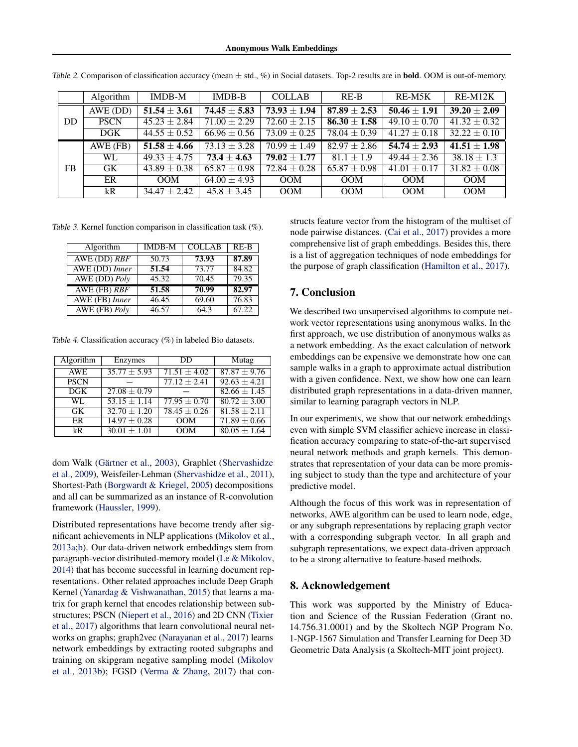Table 2. Comparison of classification accuracy (mean $\pm$ std., %) in Social datasets. Top-2 results are in **bold**. OOM is out-of-memory.

| | Algorithm | IMDB-M | IMDB-B | COLLAB | RE-B | RE-M5K | RE-M12K |
|---|---|---|---|---|---|---|---|
| DD | AWE (DD) | **51.54 $\pm$ 3.61** | **74.45 $\pm$ 5.83** | **73.93 $\pm$ 1.94** | **87.89 $\pm$ 2.53** | **50.46 $\pm$ 1.91** | **39.20 $\pm$ 2.09** |
| | PSCN | 45.23 $\pm$ 2.84 | 71.00 $\pm$ 2.29 | 72.60 $\pm$ 2.15 | **86.30 $\pm$ 1.58** | 49.10 $\pm$ 0.70 | 41.32 $\pm$ 0.32 |
| | DGK | 44.55 $\pm$ 0.52 | 66.96 $\pm$ 0.56 | 73.09 $\pm$ 0.25 | 78.04 $\pm$ 0.39 | 41.27 $\pm$ 0.18 | 32.22 $\pm$ 0.10 |
| FB | AWE (FB) | **51.58 $\pm$ 4.66** | 73.13 $\pm$ 3.28 | 70.99 $\pm$ 1.49 | 82.97 $\pm$ 2.86 | **54.74 $\pm$ 2.93** | **41.51 $\pm$ 1.98** |
| | WL | 49.33 $\pm$ 4.75 | **73.4 $\pm$ 4.63** | **79.02 $\pm$ 1.77** | 81.1 $\pm$ 1.9 | 49.44 $\pm$ 2.36 | 38.18 $\pm$ 1.3 |
| | GK | 43.89 $\pm$ 0.38 | 65.87 $\pm$ 0.98 | 72.84 $\pm$ 0.28 | 65.87 $\pm$ 0.98 | 41.01 $\pm$ 0.17 | 31.82 $\pm$ 0.08 |
| | ER | OOM | 64.00 $\pm$ 4.93 | OOM | OOM | OOM | OOM |
| | kR | 34.47 $\pm$ 2.42 | 45.8 $\pm$ 3.45 | OOM | OOM | OOM | OOM |

Table 3. Kernel function comparison in classification task (%).

| Algorithm | IMDB-M | COLLAB | RE-B |
|---|---|---|---|
| AWE (DD) *RBF* | 50.73 | **73.93** | **87.89** |
| AWE (DD) *Inner* | **51.54** | 73.77 | 84.82 |
| AWE (DD) *Poly* | 45.32 | 70.45 | 79.35 |
| AWE (FB) *RBF* | **51.58** | **70.99** | **82.97** |
| AWE (FB) *Inner* | 46.45 | 69.60 | 76.83 |
| AWE (FB) *Poly* | 46.57 | 64.3 | 67.22 |

Table 4. Classification accuracy (%) in labeled Bio datasets.

| Algorithm | Enzymes | DD | Mutag |
|---|---|---|---|
| AWE | 35.77 $\pm$ 5.93 | 71.51 $\pm$ 4.02 | 87.87 $\pm$ 9.76 |
| PSCN | — | 77.12 $\pm$ 2.41 | 92.63 $\pm$ 4.21 |
| DGK | 27.08 $\pm$ 0.79 | — | 82.66 $\pm$ 1.45 |
| WL | 53.15 $\pm$ 1.14 | 77.95 $\pm$ 0.70 | 80.72 $\pm$ 3.00 |
| GK | 32.70 $\pm$ 1.20 | 78.45 $\pm$ 0.26 | 81.58 $\pm$ 2.11 |
| ER | 14.97 $\pm$ 0.28 | OOM | 71.89 $\pm$ 0.66 |
| kR | 30.01 $\pm$ 1.01 | OOM | 80.05 $\pm$ 1.64 |

dom Walk (Gärtner et al., 2003), Graphlet (Shervashidze et al., 2009), Weisfeiler-Lehman (Shervashidze et al., 2011), Shortest-Path (Borgwardt & Kriegel, 2005) decompositions and all can be summarized as an instance of R-convolution framework (Haussler, 1999).

Distributed representations have become trendy after significant achievements in NLP applications (Mikolov et al., 2013a;b). Our data-driven network embeddings stem from paragraph-vector distributed-memory model (Le & Mikolov, 2014) that has become successful in learning document representations. Other related approaches include Deep Graph Kernel (Yanardag & Vishwanathan, 2015) that learns a matrix for graph kernel that encodes relationship between substructures; PSCN (Niepert et al., 2016) and 2D CNN (Tixier et al., 2017) algorithms that learn convolutional neural networks on graphs; graph2vec (Narayanan et al., 2017) learns network embeddings by extracting rooted subgraphs and training on skipgram negative sampling model (Mikolov et al., 2013b); FGSD (Verma & Zhang, 2017) that constructs feature vector from the histogram of the multiset of node pairwise distances. (Cai et al., 2017) provides a more comprehensive list of graph embeddings. Besides this, there is a list of aggregation techniques of node embeddings for the purpose of graph classification (Hamilton et al., 2017).

## 7. Conclusion

We described two unsupervised algorithms to compute network vector representations using anonymous walks. In the first approach, we use distribution of anonymous walks as a network embedding. As the exact calculation of network embeddings can be expensive we demonstrate how one can sample walks in a graph to approximate actual distribution with a given confidence. Next, we show how one can learn distributed graph representations in a data-driven manner, similar to learning paragraph vectors in NLP.

In our experiments, we show that our network embeddings even with simple SVM classifier achieve increase in classification accuracy comparing to state-of-the-art supervised neural network methods and graph kernels. This demonstrates that representation of your data can be more promising subject to study than the type and architecture of your predictive model.

Although the focus of this work was in representation of networks, AWE algorithm can be used to learn node, edge, or any subgraph representations by replacing graph vector with a corresponding subgraph vector. In all graph and subgraph representations, we expect data-driven approach to be a strong alternative to feature-based methods.

## 8. Acknowledgement

This work was supported by the Ministry of Education and Science of the Russian Federation (Grant no. 14.756.31.0001) and by the Skoltech NGP Program No. 1-NGP-1567 Simulation and Transfer Learning for Deep 3D Geometric Data Analysis (a Skoltech-MIT joint project).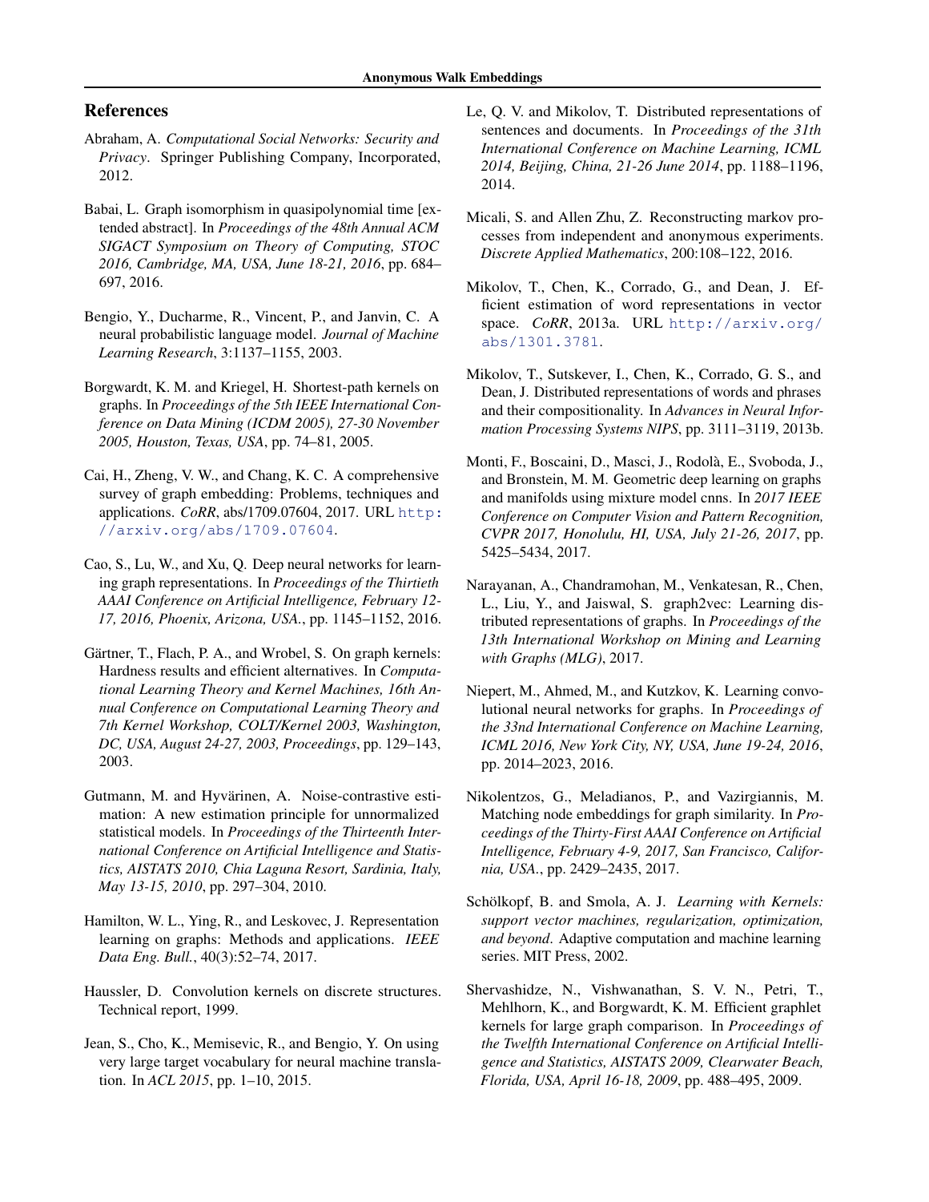## References

Abraham, A. *Computational Social Networks: Security and Privacy*. Springer Publishing Company, Incorporated, 2012.

Babai, L. Graph isomorphism in quasipolynomial time [extended abstract]. In *Proceedings of the 48th Annual ACM SIGACT Symposium on Theory of Computing, STOC 2016, Cambridge, MA, USA, June 18-21, 2016*, pp. 684–697, 2016.

Bengio, Y., Ducharme, R., Vincent, P., and Janvin, C. A neural probabilistic language model. *Journal of Machine Learning Research*, 3:1137–1155, 2003.

Borgwardt, K. M. and Kriegel, H. Shortest-path kernels on graphs. In *Proceedings of the 5th IEEE International Conference on Data Mining (ICDM 2005), 27-30 November 2005, Houston, Texas, USA*, pp. 74–81, 2005.

Cai, H., Zheng, V. W., and Chang, K. C. A comprehensive survey of graph embedding: Problems, techniques and applications. *CoRR*, abs/1709.07604, 2017. URL http://arxiv.org/abs/1709.07604.

Cao, S., Lu, W., and Xu, Q. Deep neural networks for learning graph representations. In *Proceedings of the Thirtieth AAAI Conference on Artificial Intelligence, February 12-17, 2016, Phoenix, Arizona, USA.*, pp. 1145–1152, 2016.

Gärtner, T., Flach, P. A., and Wrobel, S. On graph kernels: Hardness results and efficient alternatives. In *Computational Learning Theory and Kernel Machines, 16th Annual Conference on Computational Learning Theory and 7th Kernel Workshop, COLT/Kernel 2003, Washington, DC, USA, August 24-27, 2003, Proceedings*, pp. 129–143, 2003.

Gutmann, M. and Hyvärinen, A. Noise-contrastive estimation: A new estimation principle for unnormalized statistical models. In *Proceedings of the Thirteenth International Conference on Artificial Intelligence and Statistics, AISTATS 2010, Chia Laguna Resort, Sardinia, Italy, May 13-15, 2010*, pp. 297–304, 2010.

Hamilton, W. L., Ying, R., and Leskovec, J. Representation learning on graphs: Methods and applications. *IEEE Data Eng. Bull.*, 40(3):52–74, 2017.

Haussler, D. Convolution kernels on discrete structures. Technical report, 1999.

Jean, S., Cho, K., Memisevic, R., and Bengio, Y. On using very large target vocabulary for neural machine translation. In *ACL 2015*, pp. 1–10, 2015.

Le, Q. V. and Mikolov, T. Distributed representations of sentences and documents. In *Proceedings of the 31th International Conference on Machine Learning, ICML 2014, Beijing, China, 21-26 June 2014*, pp. 1188–1196, 2014.

Micali, S. and Allen Zhu, Z. Reconstructing markov processes from independent and anonymous experiments. *Discrete Applied Mathematics*, 200:108–122, 2016.

Mikolov, T., Chen, K., Corrado, G., and Dean, J. Efficient estimation of word representations in vector space. *CoRR*, 2013a. URL http://arxiv.org/abs/1301.3781.

Mikolov, T., Sutskever, I., Chen, K., Corrado, G. S., and Dean, J. Distributed representations of words and phrases and their compositionality. In *Advances in Neural Information Processing Systems NIPS*, pp. 3111–3119, 2013b.

Monti, F., Boscaini, D., Masci, J., Rodolà, E., Svoboda, J., and Bronstein, M. M. Geometric deep learning on graphs and manifolds using mixture model cnns. In *2017 IEEE Conference on Computer Vision and Pattern Recognition, CVPR 2017, Honolulu, HI, USA, July 21-26, 2017*, pp. 5425–5434, 2017.

Narayanan, A., Chandramohan, M., Venkatesan, R., Chen, L., Liu, Y., and Jaiswal, S. graph2vec: Learning distributed representations of graphs. In *Proceedings of the 13th International Workshop on Mining and Learning with Graphs (MLG)*, 2017.

Niepert, M., Ahmed, M., and Kutzkov, K. Learning convolutional neural networks for graphs. In *Proceedings of the 33nd International Conference on Machine Learning, ICML 2016, New York City, NY, USA, June 19-24, 2016*, pp. 2014–2023, 2016.

Nikolentzos, G., Meladianos, P., and Vazirgiannis, M. Matching node embeddings for graph similarity. In *Proceedings of the Thirty-First AAAI Conference on Artificial Intelligence, February 4-9, 2017, San Francisco, California, USA.*, pp. 2429–2435, 2017.

Schölkopf, B. and Smola, A. J. *Learning with Kernels: support vector machines, regularization, optimization, and beyond*. Adaptive computation and machine learning series. MIT Press, 2002.

Shervashidze, N., Vishwanathan, S. V. N., Petri, T., Mehlhorn, K., and Borgwardt, K. M. Efficient graphlet kernels for large graph comparison. In *Proceedings of the Twelfth International Conference on Artificial Intelligence and Statistics, AISTATS 2009, Clearwater Beach, Florida, USA, April 16-18, 2009*, pp. 488–495, 2009.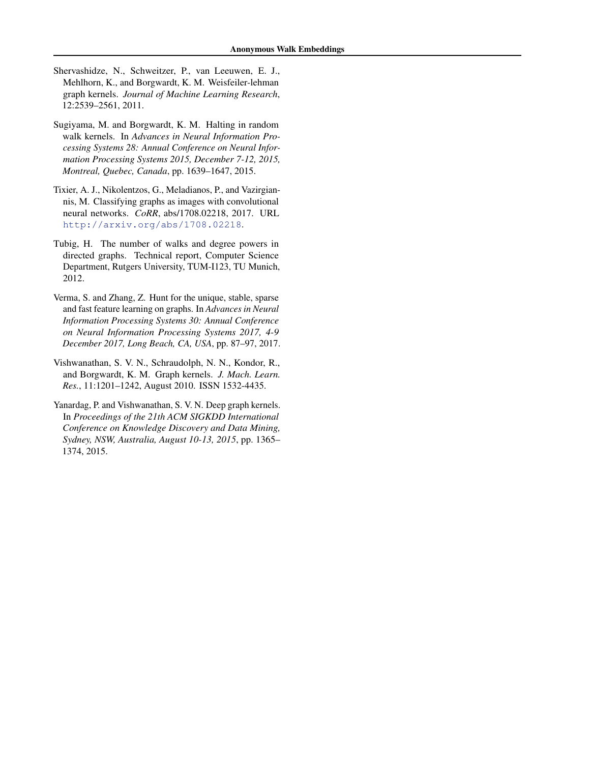Shervashidze, N., Schweitzer, P., van Leeuwen, E. J., Mehlhorn, K., and Borgwardt, K. M. Weisfeiler-lehman graph kernels. *Journal of Machine Learning Research*, 12:2539–2561, 2011.

Sugiyama, M. and Borgwardt, K. M. Halting in random walk kernels. In *Advances in Neural Information Processing Systems 28: Annual Conference on Neural Information Processing Systems 2015, December 7-12, 2015, Montreal, Quebec, Canada*, pp. 1639–1647, 2015.

Tixier, A. J., Nikolentzos, G., Meladianos, P., and Vazirgiannis, M. Classifying graphs as images with convolutional neural networks. *CoRR*, abs/1708.02218, 2017. URL http://arxiv.org/abs/1708.02218.

Tubig, H. The number of walks and degree powers in directed graphs. Technical report, Computer Science Department, Rutgers University, TUM-I123, TU Munich, 2012.

Verma, S. and Zhang, Z. Hunt for the unique, stable, sparse and fast feature learning on graphs. In *Advances in Neural Information Processing Systems 30: Annual Conference on Neural Information Processing Systems 2017, 4-9 December 2017, Long Beach, CA, USA*, pp. 87–97, 2017.

Vishwanathan, S. V. N., Schraudolph, N. N., Kondor, R., and Borgwardt, K. M. Graph kernels. *J. Mach. Learn. Res.*, 11:1201–1242, August 2010. ISSN 1532-4435.

Yanardag, P. and Vishwanathan, S. V. N. Deep graph kernels. In *Proceedings of the 21th ACM SIGKDD International Conference on Knowledge Discovery and Data Mining, Sydney, NSW, Australia, August 10-13, 2015*, pp. 1365–1374, 2015.